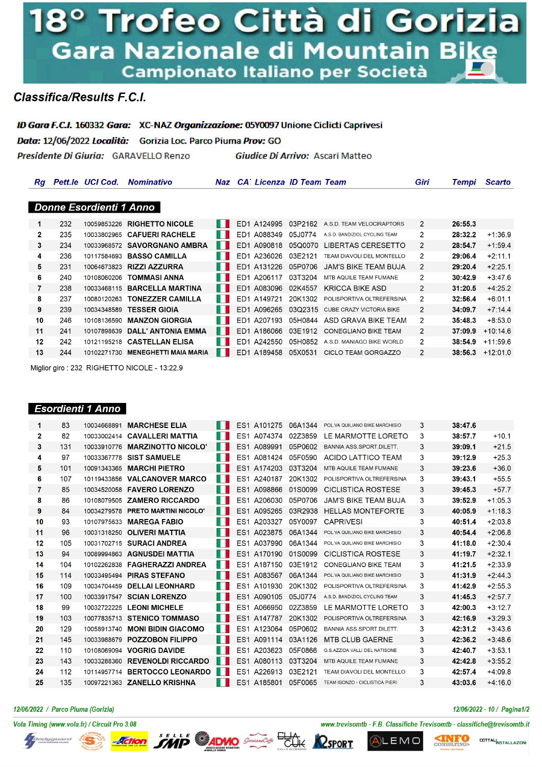# 18° Trofeo Città di Gorizia
## Gara Nazionale di Mountain Bike
### Campionato Italiano per Società

## Classifica/Results F.C.I.

**ID Gara F.C.I.** 160332 **Gara:** XC-NAZ **Organizzazione:** 05Y0097 Unione Ciclicti Caprivesi
**Data:** 12/06/2022 **Località:** Gorizia Loc. Parco Piuma **Prov:** GO
**Presidente Di Giuria:** GARAVELLO Renzo **Giudice Di Arrivo:** Ascari Matteo

### Donne Esordienti 1 Anno

| Rg | Pett.le | UCI Cod. | Nominativo | Naz | CA | Licenza | ID Team | Team | Giri | Tempi | Scarto |
|---|---|---|---|---|---|---|---|---|---|---|---|
| 1 | 232 | 10059853226 | RIGHETTO NICOLE | | ED1 | A124995 | 03P2162 | A.S.D. TEAM VELOCIRAPTORS | 2 | 26:55.3 | |
| 2 | 235 | 10033802965 | CAFUERI RACHELE | | ED1 | A088349 | 05J0774 | A.S.D. BANDIZIOL CYCLING TEAM | 2 | 28:32.2 | +1:36.9 |
| 3 | 234 | 10033968572 | SAVORGNANO AMBRA | | ED1 | A090818 | 05Q0070 | LIBERTAS CERESETTO | 2 | 28:54.7 | +1:59.4 |
| 4 | 236 | 10117584693 | BASSO CAMILLA | | ED1 | A236026 | 03E2121 | TEAM DIAVOLI DEL MONTELLO | 2 | 29:06.4 | +2:11.1 |
| 5 | 231 | 10064673823 | RIZZI AZZURRA | | ED1 | A131226 | 05P0706 | JAM'S BIKE TEAM BUJA | 2 | 29:20.4 | +2:25.1 |
| 6 | 240 | 10108060206 | TOMMASI ANNA | | ED1 | A206117 | 03T3204 | MTB AQUILE TEAM FUMANE | 2 | 30:42.9 | +3:47.6 |
| 7 | 238 | 10033468115 | BARCELLA MARTINA | | ED1 | A083096 | 02K4557 | KRICCA BIKE ASD | 2 | 31:20.5 | +4:25.2 |
| 8 | 237 | 10080120263 | TONEZZER CAMILLA | | ED1 | A149721 | 20K1302 | POLISPORTIVA OLTREFERSINA | 2 | 32:56.4 | +6:01.1 |
| 9 | 239 | 10034348589 | TESSER GIOIA | | ED1 | A096265 | 03Q2315 | CUBE CRAZY VICTORIA BIKE | 2 | 34:09.7 | +7:14.4 |
| 10 | 246 | 10108136590 | MANZON GIORGIA | | ED1 | A207193 | 05H0844 | ASD GRAVA BIKE TEAM | 2 | 35:48.3 | +8:53.0 |
| 11 | 241 | 10107898639 | DALL' ANTONIA EMMA | | ED1 | A186066 | 03E1912 | CONEGLIANO BIKE TEAM | 2 | 37:09.9 | +10:14.6 |
| 12 | 242 | 10121195218 | CASTELLAN ELISA | | ED1 | A242550 | 05H0852 | A.S.D. MANIAGO BIKE WORLD | 2 | 38:54.9 | +11:59.6 |
| 13 | 244 | 10102271730 | MENEGHETTI MAIA MARIA | | ED1 | A189458 | 05X0531 | CICLO TEAM GORGAZZO | 2 | 38:56.3 | +12:01.0 |

Miglior giro : 232 RIGHETTO NICOLE - 13:22.9

### Esordienti 1 Anno

| Rg | Pett.le | UCI Cod. | Nominativo | Naz | CA | Licenza | ID Team | Team | Giri | Tempi | Scarto |
|---|---|---|---|---|---|---|---|---|---|---|---|
| 1 | 83 | 10034668891 | MARCHESE ELIA | | ES1 | A101275 | 06A1344 | POL.VA QUILIANO BIKE MARCHISIO | 3 | 38:47.6 | |
| 2 | 82 | 10033002414 | CAVALLERI MATTIA | | ES1 | A074374 | 02Z3859 | LE MARMOTTE LORETO | 3 | 38:57.7 | +10.1 |
| 3 | 131 | 10033910776 | MARZINOTTO NICOLO' | | ES1 | A089991 | 05P0602 | BANNIA ASS.SPORT.DILETT. | 3 | 39:09.1 | +21.5 |
| 4 | 97 | 10033367778 | SIST SAMUELE | | ES1 | A081424 | 05F0590 | ACIDO LATTICO TEAM | 3 | 39:12.9 | +25.3 |
| 5 | 101 | 10091343365 | MARCHI PIETRO | | ES1 | A174203 | 03T3204 | MTB AQUILE TEAM FUMANE | 3 | 39:23.6 | +36.0 |
| 6 | 107 | 10119433656 | VALCANOVER MARCO | | ES1 | A240187 | 20K1302 | POLISPORTIVA OLTREFERSINA | 3 | 39:43.1 | +55.5 |
| 7 | 85 | 10034520058 | FAVERO LORENZO | | ES1 | A098866 | 01S0099 | CICLISTICA ROSTESE | 3 | 39:45.3 | +57.7 |
| 8 | 86 | 10108079505 | ZAMERO RICCARDO | | ES1 | A206030 | 05P0706 | JAM'S BIKE TEAM BUJA | 3 | 39:52.9 | +1:05.3 |
| 9 | 84 | 10034279578 | PRETO MARTINI NICOLO' | | ES1 | A095265 | 03R2938 | HELLAS MONTEFORTE | 3 | 40:05.9 | +1:18.3 |
| 10 | 93 | 10107975633 | MAREGA FABIO | | ES1 | A203327 | 05Y0097 | CAPRIVESI | 3 | 40:51.4 | +2:03.8 |
| 11 | 96 | 10031318250 | OLIVERI MATTIA | | ES1 | A023875 | 06A1344 | POL.VA QUILIANO BIKE MARCHISIO | 3 | 40:54.4 | +2:06.8 |
| 12 | 105 | 10031702715 | SURACI ANDREA | | ES1 | A037990 | 06A1344 | POL.VA QUILIANO BIKE MARCHISIO | 3 | 41:18.0 | +2:30.4 |
| 13 | 94 | 10089994863 | AGNUSDEI MATTIA | | ES1 | A170190 | 01S0099 | CICLISTICA ROSTESE | 3 | 41:19.7 | +2:32.1 |
| 14 | 104 | 10102262838 | FAGHERAZZI ANDREA | | ES1 | A187150 | 03E1912 | CONEGLIANO BIKE TEAM | 3 | 41:21.5 | +2:33.9 |
| 15 | 114 | 10033495494 | PIRAS STEFANO | | ES1 | A083567 | 06A1344 | POL.VA QUILIANO BIKE MARCHISIO | 3 | 41:31.9 | +2:44.3 |
| 16 | 109 | 10034704459 | DELLAI LEONHARD | | ES1 | A101930 | 20K1302 | POLISPORTIVA OLTREFERSINA | 3 | 41:42.9 | +2:55.3 |
| 17 | 100 | 10033917547 | SCIAN LORENZO | | ES1 | A090105 | 05J0774 | A.S.D. BANDIZIOL CYCLING TEAM | 3 | 41:45.3 | +2:57.7 |
| 18 | 99 | 10032722225 | LEONI MICHELE | | ES1 | A066950 | 02Z3859 | LE MARMOTTE LORETO | 3 | 42:00.3 | +3:12.7 |
| 19 | 103 | 10077835713 | STENICO TOMMASO | | ES1 | A147787 | 20K1302 | POLISPORTIVA OLTREFERSINA | 3 | 42:16.9 | +3:29.3 |
| 20 | 129 | 10058913740 | MONI BIDIN GIACOMO | | ES1 | A123064 | 05P0602 | BANNIA ASS.SPORT.DILETT. | 3 | 42:31.2 | +3:43.6 |
| 21 | 145 | 10033988679 | POZZOBON FILIPPO | | ES1 | A091114 | 03A1126 | MTB CLUB GAERNE | 3 | 42:36.2 | +3:48.6 |
| 22 | 110 | 10108069094 | VOGRIG DAVIDE | | ES1 | A203623 | 05F0866 | G.S.AZZIDA VALLI DEL NATISONE | 3 | 42:40.7 | +3:53.1 |
| 23 | 143 | 10033288360 | REVENOLDI RICCARDO | | ES1 | A080113 | 03T3204 | MTB AQUILE TEAM FUMANE | 3 | 42:42.8 | +3:55.2 |
| 24 | 112 | 10114957714 | BERTOCCO LEONARDO | | ES1 | A226913 | 03E2121 | TEAM DIAVOLI DEL MONTELLO | 3 | 42:57.4 | +4:09.8 |
| 25 | 135 | 10097221363 | ZANELLO KRISHNA | | ES1 | A185801 | 05F0065 | TEAM ISONZO - CICLISTICA PIERI | 3 | 43:03.6 | +4:16.0 |

12/06/2022 / Parco Piuma (Gorizia) — 12/06/2022 - 10 /

Vola Timing (www.vola.fr) / Circuit Pro 3.08 — www.trevisomtb - F.B. Classifiche Trevisomtb - classifiche@trevisomtb.it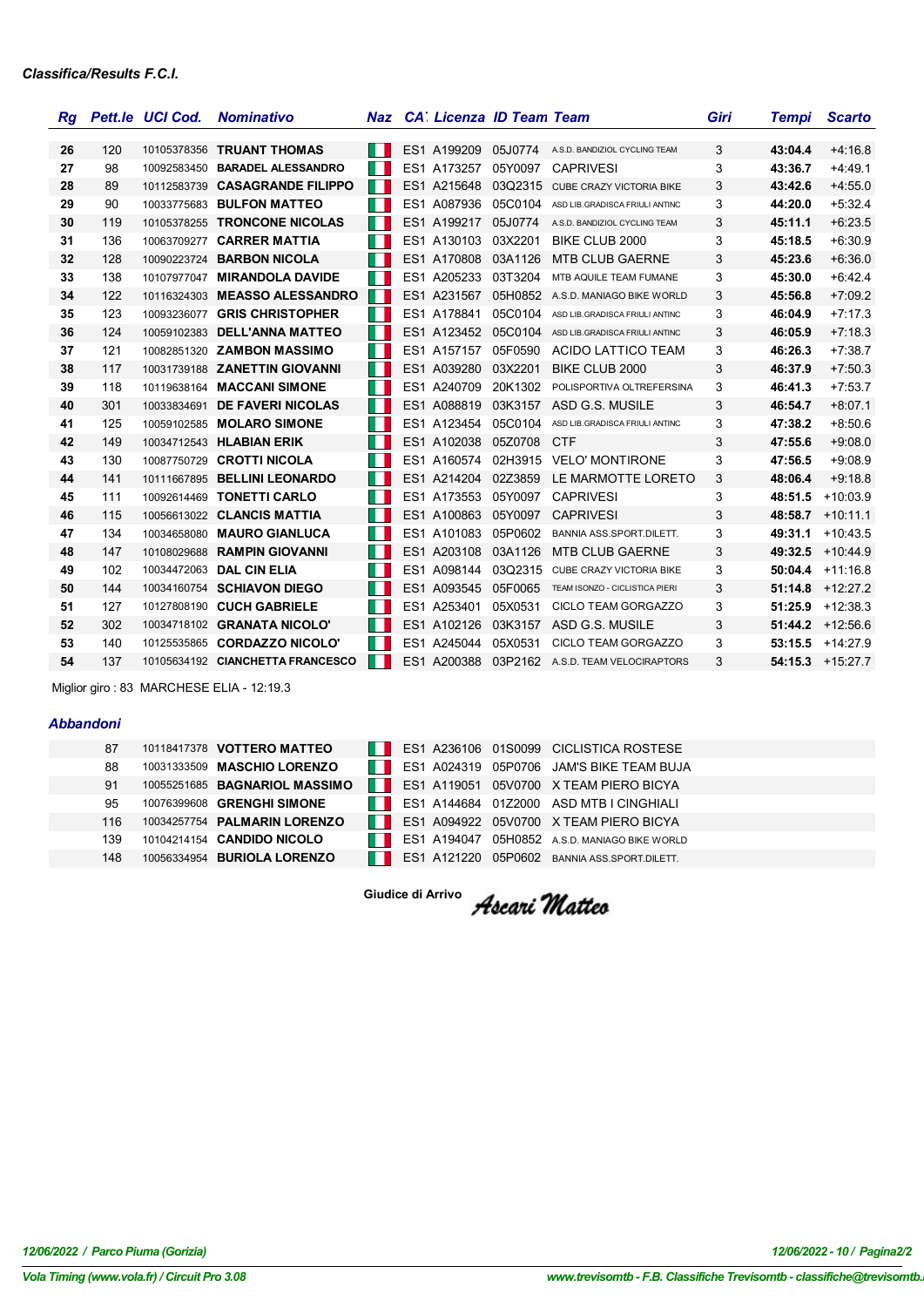***Classifica/Results F.C.I.***

| Rg | Pett.le | UCI Cod. | Nominativo | Naz | CA | Licenza | ID Team | Team | Giri | Tempi | Scarto |
|---|---|---|---|---|---|---|---|---|---|---|---|
| 26 | 120 | 10105378356 | TRUANT THOMAS | | ES1 | A199209 | 05J0774 | A.S.D. BANDIZIOL CYCLING TEAM | 3 | 43:04.4 | +4:16.8 |
| 27 | 98 | 10092583450 | BARADEL ALESSANDRO | | ES1 | A173257 | 05Y0097 | CAPRIVESI | 3 | 43:36.7 | +4:49.1 |
| 28 | 89 | 10112583739 | CASAGRANDE FILIPPO | | ES1 | A215648 | 03Q2315 | CUBE CRAZY VICTORIA BIKE | 3 | 43:42.6 | +4:55.0 |
| 29 | 90 | 10033775683 | BULFON MATTEO | | ES1 | A087936 | 05C0104 | ASD LIB.GRADISCA FRIULI ANTINC | 3 | 44:20.0 | +5:32.4 |
| 30 | 119 | 10105378255 | TRONCONE NICOLAS | | ES1 | A199217 | 05J0774 | A.S.D. BANDIZIOL CYCLING TEAM | 3 | 45:11.1 | +6:23.5 |
| 31 | 136 | 10063709277 | CARRER MATTIA | | ES1 | A130103 | 03X2201 | BIKE CLUB 2000 | 3 | 45:18.5 | +6:30.9 |
| 32 | 128 | 10090223724 | BARBON NICOLA | | ES1 | A170808 | 03A1126 | MTB CLUB GAERNE | 3 | 45:23.6 | +6:36.0 |
| 33 | 138 | 10107977047 | MIRANDOLA DAVIDE | | ES1 | A205233 | 03T3204 | MTB AQUILE TEAM FUMANE | 3 | 45:30.0 | +6:42.4 |
| 34 | 122 | 10116324303 | MEASSO ALESSANDRO | | ES1 | A231567 | 05H0852 | A.S.D. MANIAGO BIKE WORLD | 3 | 45:56.8 | +7:09.2 |
| 35 | 123 | 10093236077 | GRIS CHRISTOPHER | | ES1 | A178841 | 05C0104 | ASD LIB.GRADISCA FRIULI ANTINC | 3 | 46:04.9 | +7:17.3 |
| 36 | 124 | 10059102383 | DELL'ANNA MATTEO | | ES1 | A123452 | 05C0104 | ASD LIB.GRADISCA FRIULI ANTINC | 3 | 46:05.9 | +7:18.3 |
| 37 | 121 | 10082851320 | ZAMBON MASSIMO | | ES1 | A157157 | 05F0590 | ACIDO LATTICO TEAM | 3 | 46:26.3 | +7:38.7 |
| 38 | 117 | 10031739188 | ZANETTIN GIOVANNI | | ES1 | A039280 | 03X2201 | BIKE CLUB 2000 | 3 | 46:37.9 | +7:50.3 |
| 39 | 118 | 10119638164 | MACCANI SIMONE | | ES1 | A240709 | 20K1302 | POLISPORTIVA OLTREFERSINA | 3 | 46:41.3 | +7:53.7 |
| 40 | 301 | 10033834691 | DE FAVERI NICOLAS | | ES1 | A088819 | 03K3157 | ASD G.S. MUSILE | 3 | 46:54.7 | +8:07.1 |
| 41 | 125 | 10059102585 | MOLARO SIMONE | | ES1 | A123454 | 05C0104 | ASD LIB.GRADISCA FRIULI ANTINC | 3 | 47:38.2 | +8:50.6 |
| 42 | 149 | 10034712543 | HLABIAN ERIK | | ES1 | A102038 | 05Z0708 | CTF | 3 | 47:55.6 | +9:08.0 |
| 43 | 130 | 10087750729 | CROTTI NICOLA | | ES1 | A160574 | 02H3915 | VELO' MONTIRONE | 3 | 47:56.5 | +9:08.9 |
| 44 | 141 | 10111667895 | BELLINI LEONARDO | | ES1 | A214204 | 02Z3859 | LE MARMOTTE LORETO | 3 | 48:06.4 | +9:18.8 |
| 45 | 111 | 10092614469 | TONETTI CARLO | | ES1 | A173553 | 05Y0097 | CAPRIVESI | 3 | 48:51.5 | +10:03.9 |
| 46 | 115 | 10056613022 | CLANCIS MATTIA | | ES1 | A100863 | 05Y0097 | CAPRIVESI | 3 | 48:58.7 | +10:11.1 |
| 47 | 134 | 10034658080 | MAURO GIANLUCA | | ES1 | A101083 | 05P0602 | BANNIA ASS.SPORT.DILETT. | 3 | 49:31.1 | +10:43.5 |
| 48 | 147 | 10108029688 | RAMPIN GIOVANNI | | ES1 | A203108 | 03A1126 | MTB CLUB GAERNE | 3 | 49:32.5 | +10:44.9 |
| 49 | 102 | 10034472063 | DAL CIN ELIA | | ES1 | A098144 | 03Q2315 | CUBE CRAZY VICTORIA BIKE | 3 | 50:04.4 | +11:16.8 |
| 50 | 144 | 10034160754 | SCHIAVON DIEGO | | ES1 | A093545 | 05F0065 | TEAM ISONZO - CICLISTICA PIERI | 3 | 51:14.8 | +12:27.2 |
| 51 | 127 | 10127808190 | CUCH GABRIELE | | ES1 | A253401 | 05X0531 | CICLO TEAM GORGAZZO | 3 | 51:25.9 | +12:38.3 |
| 52 | 302 | 10034718102 | GRANATA NICOLO' | | ES1 | A102126 | 03K3157 | ASD G.S. MUSILE | 3 | 51:44.2 | +12:56.6 |
| 53 | 140 | 10125535865 | CORDAZZO NICOLO' | | ES1 | A245044 | 05X0531 | CICLO TEAM GORGAZZO | 3 | 53:15.5 | +14:27.9 |
| 54 | 137 | 10105634192 | CIANCHETTA FRANCESCO | | ES1 | A200388 | 03P2162 | A.S.D. TEAM VELOCIRAPTORS | 3 | 54:15.3 | +15:27.7 |

Miglior giro : 83 MARCHESE ELIA - 12:19.3

***Abbandoni***

| Pett.le | UCI Cod. | Nominativo | Naz | CA | Licenza | ID Team | Team |
|---|---|---|---|---|---|---|---|
| 87 | 10118417378 | VOTTERO MATTEO | | ES1 | A236106 | 01S0099 | CICLISTICA ROSTESE |
| 88 | 10031333509 | MASCHIO LORENZO | | ES1 | A024319 | 05P0706 | JAM'S BIKE TEAM BUJA |
| 91 | 10055251685 | BAGNARIOL MASSIMO | | ES1 | A119051 | 05V0700 | X TEAM PIERO BICYA |
| 95 | 10076399608 | GRENGHI SIMONE | | ES1 | A144684 | 01Z2000 | ASD MTB I CINGHIALI |
| 116 | 10034257754 | PALMARIN LORENZO | | ES1 | A094922 | 05V0700 | X TEAM PIERO BICYA |
| 139 | 10104214154 | CANDIDO NICOLO | | ES1 | A194047 | 05H0852 | A.S.D. MANIAGO BIKE WORLD |
| 148 | 10056334954 | BURIOLA LORENZO | | ES1 | A121220 | 05P0602 | BANNIA ASS.SPORT.DILETT. |

Giudice di Arrivo *Ascari Matteo*

*12/06/2022 / Parco Piuma (Gorizia)*

*Vola Timing (www.vola.fr) / Circuit Pro 3.08*

*www.trevisomtb - F.B. Classifiche Trevisomtb - classifiche@trevisomtb.*